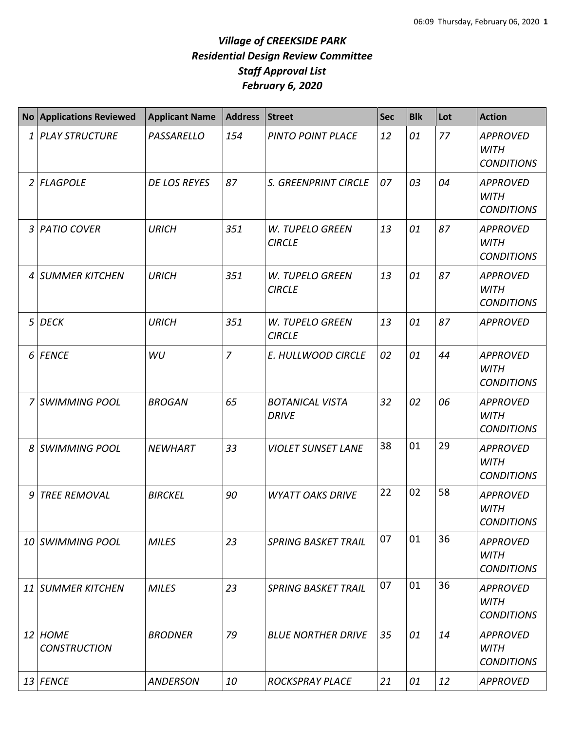*06:09 Thursday, February 06, 2020*

# *Village of CREEKSIDE PARK*
# *Residential Design Review Committee*
# *Staff Approval List*
# *February 6, 2020*

| No | Applications Reviewed | Applicant Name | Address | Street | Sec | Blk | Lot | Action |
|---|---|---|---|---|---|---|---|---|
| *1* | *PLAY STRUCTURE* | *PASSARELLO* | *154* | *PINTO POINT PLACE* | *12* | *01* | *77* | *APPROVED WITH CONDITIONS* |
| *2* | *FLAGPOLE* | *DE LOS REYES* | *87* | *S. GREENPRINT CIRCLE* | *07* | *03* | *04* | *APPROVED WITH CONDITIONS* |
| *3* | *PATIO COVER* | *URICH* | *351* | *W. TUPELO GREEN CIRCLE* | *13* | *01* | *87* | *APPROVED WITH CONDITIONS* |
| *4* | *SUMMER KITCHEN* | *URICH* | *351* | *W. TUPELO GREEN CIRCLE* | *13* | *01* | *87* | *APPROVED WITH CONDITIONS* |
| *5* | *DECK* | *URICH* | *351* | *W. TUPELO GREEN CIRCLE* | *13* | *01* | *87* | *APPROVED* |
| *6* | *FENCE* | *WU* | *7* | *E. HULLWOOD CIRCLE* | *02* | *01* | *44* | *APPROVED WITH CONDITIONS* |
| *7* | *SWIMMING POOL* | *BROGAN* | *65* | *BOTANICAL VISTA DRIVE* | *32* | *02* | *06* | *APPROVED WITH CONDITIONS* |
| *8* | *SWIMMING POOL* | *NEWHART* | *33* | *VIOLET SUNSET LANE* | 38 | 01 | 29 | *APPROVED WITH CONDITIONS* |
| *9* | *TREE REMOVAL* | *BIRCKEL* | *90* | *WYATT OAKS DRIVE* | 22 | 02 | 58 | *APPROVED WITH CONDITIONS* |
| *10* | *SWIMMING POOL* | *MILES* | *23* | *SPRING BASKET TRAIL* | 07 | 01 | 36 | *APPROVED WITH CONDITIONS* |
| *11* | *SUMMER KITCHEN* | *MILES* | *23* | *SPRING BASKET TRAIL* | 07 | 01 | 36 | *APPROVED WITH CONDITIONS* |
| *12* | *HOME CONSTRUCTION* | *BRODNER* | *79* | *BLUE NORTHER DRIVE* | *35* | *01* | *14* | *APPROVED WITH CONDITIONS* |
| *13* | *FENCE* | *ANDERSON* | *10* | *ROCKSPRAY PLACE* | *21* | *01* | *12* | *APPROVED* |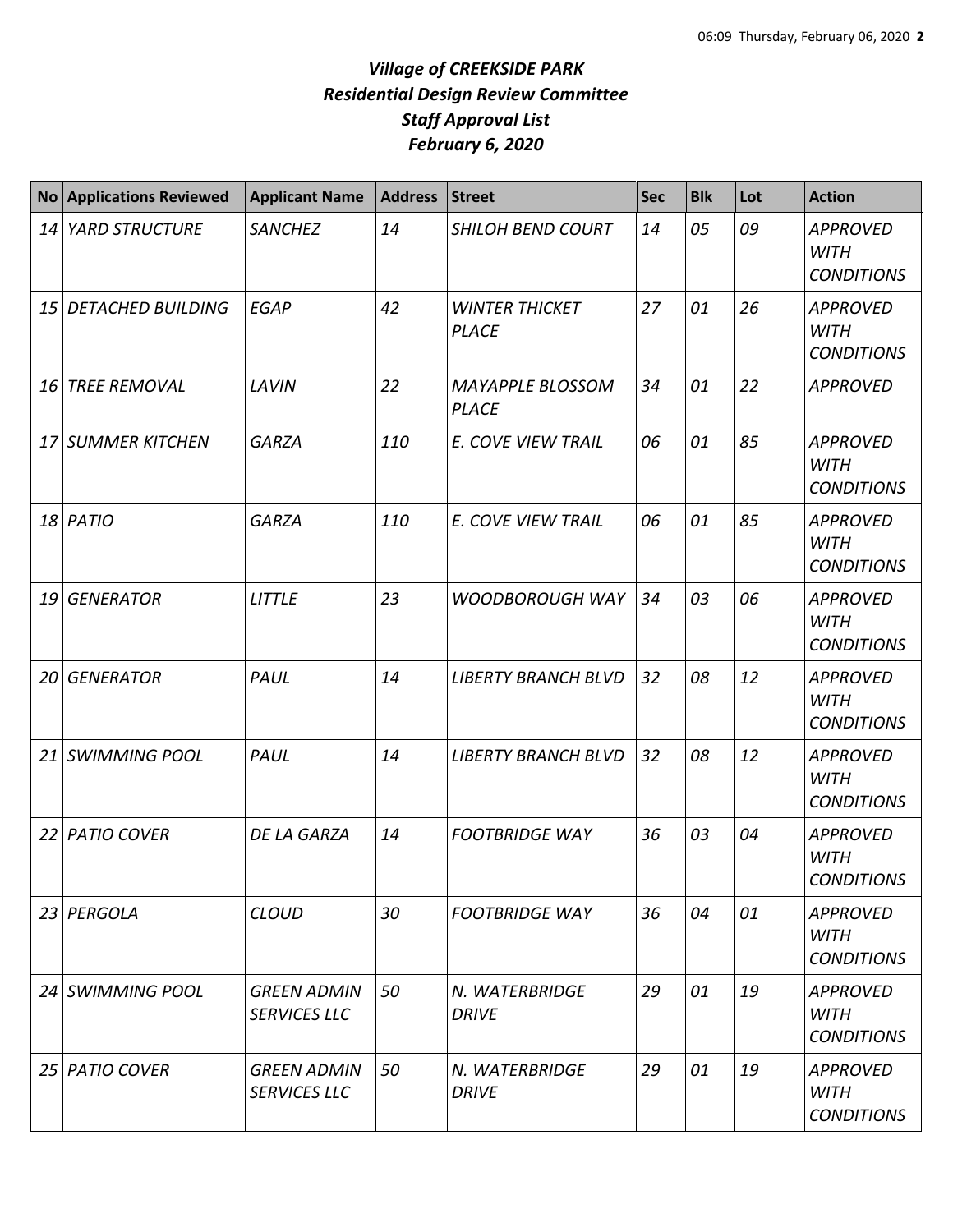# *Village of CREEKSIDE PARK*
## *Residential Design Review Committee*
## *Staff Approval List*
## *February 6, 2020*

| No | Applications Reviewed | Applicant Name | Address | Street | Sec | Blk | Lot | Action |
|---|---|---|---|---|---|---|---|---|
| *14* | *YARD STRUCTURE* | *SANCHEZ* | *14* | *SHILOH BEND COURT* | *14* | *05* | *09* | *APPROVED WITH CONDITIONS* |
| *15* | *DETACHED BUILDING* | *EGAP* | *42* | *WINTER THICKET PLACE* | *27* | *01* | *26* | *APPROVED WITH CONDITIONS* |
| *16* | *TREE REMOVAL* | *LAVIN* | *22* | *MAYAPPLE BLOSSOM PLACE* | *34* | *01* | *22* | *APPROVED* |
| *17* | *SUMMER KITCHEN* | *GARZA* | *110* | *E. COVE VIEW TRAIL* | *06* | *01* | *85* | *APPROVED WITH CONDITIONS* |
| *18* | *PATIO* | *GARZA* | *110* | *E. COVE VIEW TRAIL* | *06* | *01* | *85* | *APPROVED WITH CONDITIONS* |
| *19* | *GENERATOR* | *LITTLE* | *23* | *WOODBOROUGH WAY* | *34* | *03* | *06* | *APPROVED WITH CONDITIONS* |
| *20* | *GENERATOR* | *PAUL* | *14* | *LIBERTY BRANCH BLVD* | *32* | *08* | *12* | *APPROVED WITH CONDITIONS* |
| *21* | *SWIMMING POOL* | *PAUL* | *14* | *LIBERTY BRANCH BLVD* | *32* | *08* | *12* | *APPROVED WITH CONDITIONS* |
| *22* | *PATIO COVER* | *DE LA GARZA* | *14* | *FOOTBRIDGE WAY* | *36* | *03* | *04* | *APPROVED WITH CONDITIONS* |
| *23* | *PERGOLA* | *CLOUD* | *30* | *FOOTBRIDGE WAY* | *36* | *04* | *01* | *APPROVED WITH CONDITIONS* |
| *24* | *SWIMMING POOL* | *GREEN ADMIN SERVICES LLC* | *50* | *N. WATERBRIDGE DRIVE* | *29* | *01* | *19* | *APPROVED WITH CONDITIONS* |
| *25* | *PATIO COVER* | *GREEN ADMIN SERVICES LLC* | *50* | *N. WATERBRIDGE DRIVE* | *29* | *01* | *19* | *APPROVED WITH CONDITIONS* |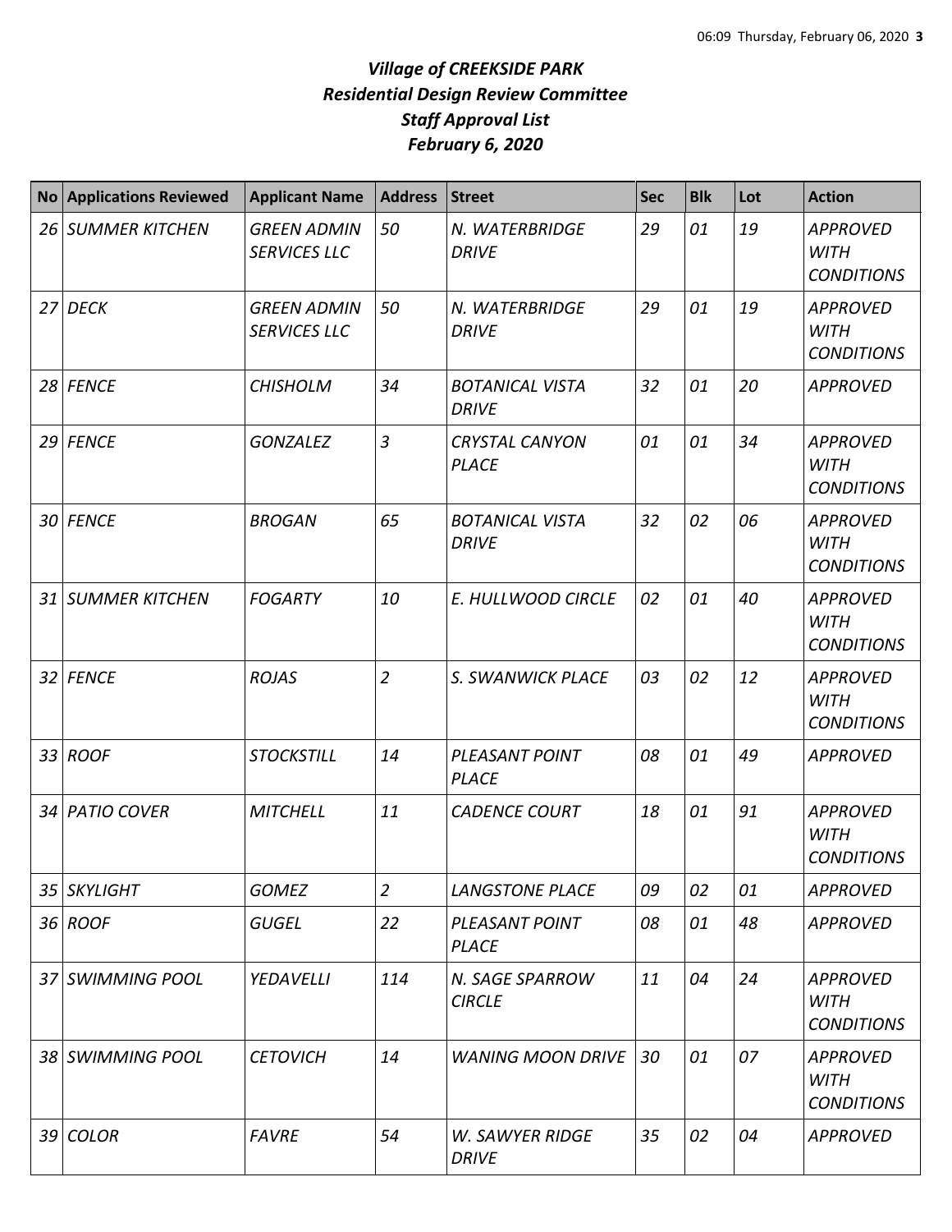# *Village of CREEKSIDE PARK*
## *Residential Design Review Committee*
## *Staff Approval List*
## *February 6, 2020*

| No | Applications Reviewed | Applicant Name | Address | Street | Sec | Blk | Lot | Action |
|---|---|---|---|---|---|---|---|---|
| 26 | SUMMER KITCHEN | GREEN ADMIN SERVICES LLC | 50 | N. WATERBRIDGE DRIVE | 29 | 01 | 19 | APPROVED WITH CONDITIONS |
| 27 | DECK | GREEN ADMIN SERVICES LLC | 50 | N. WATERBRIDGE DRIVE | 29 | 01 | 19 | APPROVED WITH CONDITIONS |
| 28 | FENCE | CHISHOLM | 34 | BOTANICAL VISTA DRIVE | 32 | 01 | 20 | APPROVED |
| 29 | FENCE | GONZALEZ | 3 | CRYSTAL CANYON PLACE | 01 | 01 | 34 | APPROVED WITH CONDITIONS |
| 30 | FENCE | BROGAN | 65 | BOTANICAL VISTA DRIVE | 32 | 02 | 06 | APPROVED WITH CONDITIONS |
| 31 | SUMMER KITCHEN | FOGARTY | 10 | E. HULLWOOD CIRCLE | 02 | 01 | 40 | APPROVED WITH CONDITIONS |
| 32 | FENCE | ROJAS | 2 | S. SWANWICK PLACE | 03 | 02 | 12 | APPROVED WITH CONDITIONS |
| 33 | ROOF | STOCKSTILL | 14 | PLEASANT POINT PLACE | 08 | 01 | 49 | APPROVED |
| 34 | PATIO COVER | MITCHELL | 11 | CADENCE COURT | 18 | 01 | 91 | APPROVED WITH CONDITIONS |
| 35 | SKYLIGHT | GOMEZ | 2 | LANGSTONE PLACE | 09 | 02 | 01 | APPROVED |
| 36 | ROOF | GUGEL | 22 | PLEASANT POINT PLACE | 08 | 01 | 48 | APPROVED |
| 37 | SWIMMING POOL | YEDAVELLI | 114 | N. SAGE SPARROW CIRCLE | 11 | 04 | 24 | APPROVED WITH CONDITIONS |
| 38 | SWIMMING POOL | CETOVICH | 14 | WANING MOON DRIVE | 30 | 01 | 07 | APPROVED WITH CONDITIONS |
| 39 | COLOR | FAVRE | 54 | W. SAWYER RIDGE DRIVE | 35 | 02 | 04 | APPROVED |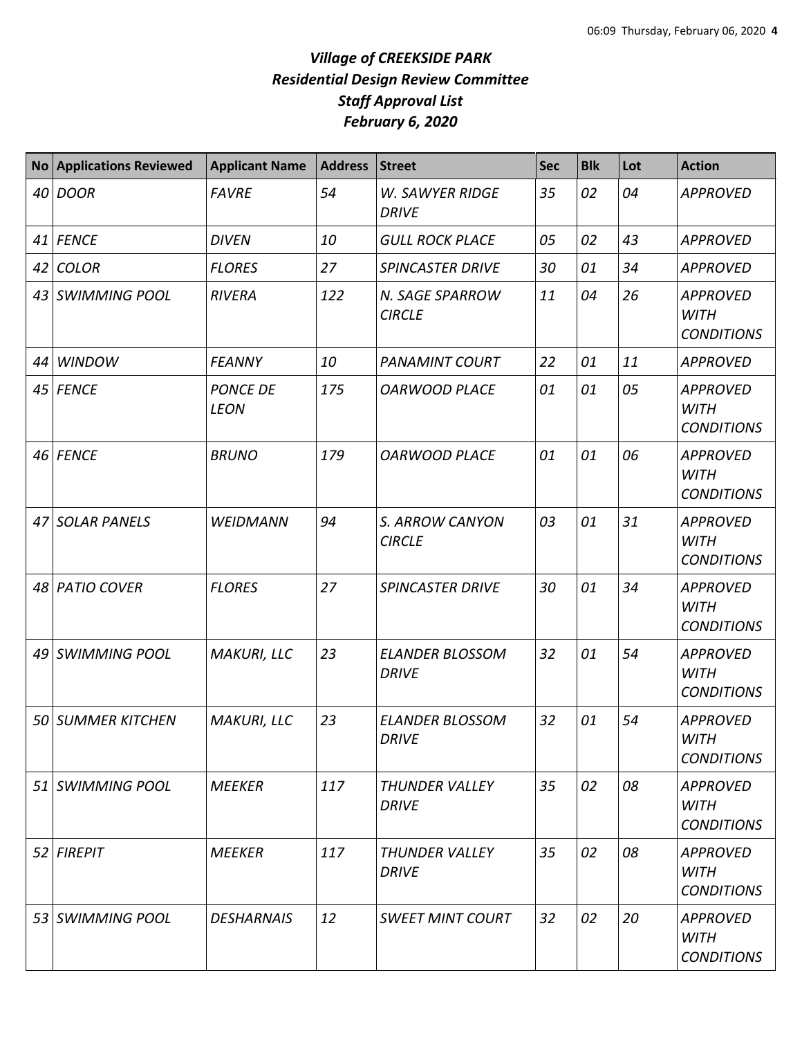# *Village of CREEKSIDE PARK*
## *Residential Design Review Committee*
## *Staff Approval List*
## *February 6, 2020*

| No | Applications Reviewed | Applicant Name | Address | Street | Sec | Blk | Lot | Action |
|---|---|---|---|---|---|---|---|---|
| *40* | *DOOR* | *FAVRE* | *54* | *W. SAWYER RIDGE DRIVE* | *35* | *02* | *04* | *APPROVED* |
| *41* | *FENCE* | *DIVEN* | *10* | *GULL ROCK PLACE* | *05* | *02* | *43* | *APPROVED* |
| *42* | *COLOR* | *FLORES* | *27* | *SPINCASTER DRIVE* | *30* | *01* | *34* | *APPROVED* |
| *43* | *SWIMMING POOL* | *RIVERA* | *122* | *N. SAGE SPARROW CIRCLE* | *11* | *04* | *26* | *APPROVED WITH CONDITIONS* |
| *44* | *WINDOW* | *FEANNY* | *10* | *PANAMINT COURT* | *22* | *01* | *11* | *APPROVED* |
| *45* | *FENCE* | *PONCE DE LEON* | *175* | *OARWOOD PLACE* | *01* | *01* | *05* | *APPROVED WITH CONDITIONS* |
| *46* | *FENCE* | *BRUNO* | *179* | *OARWOOD PLACE* | *01* | *01* | *06* | *APPROVED WITH CONDITIONS* |
| *47* | *SOLAR PANELS* | *WEIDMANN* | *94* | *S. ARROW CANYON CIRCLE* | *03* | *01* | *31* | *APPROVED WITH CONDITIONS* |
| *48* | *PATIO COVER* | *FLORES* | *27* | *SPINCASTER DRIVE* | *30* | *01* | *34* | *APPROVED WITH CONDITIONS* |
| *49* | *SWIMMING POOL* | *MAKURI, LLC* | *23* | *ELANDER BLOSSOM DRIVE* | *32* | *01* | *54* | *APPROVED WITH CONDITIONS* |
| *50* | *SUMMER KITCHEN* | *MAKURI, LLC* | *23* | *ELANDER BLOSSOM DRIVE* | *32* | *01* | *54* | *APPROVED WITH CONDITIONS* |
| *51* | *SWIMMING POOL* | *MEEKER* | *117* | *THUNDER VALLEY DRIVE* | *35* | *02* | *08* | *APPROVED WITH CONDITIONS* |
| *52* | *FIREPIT* | *MEEKER* | *117* | *THUNDER VALLEY DRIVE* | *35* | *02* | *08* | *APPROVED WITH CONDITIONS* |
| *53* | *SWIMMING POOL* | *DESHARNAIS* | *12* | *SWEET MINT COURT* | *32* | *02* | *20* | *APPROVED WITH CONDITIONS* |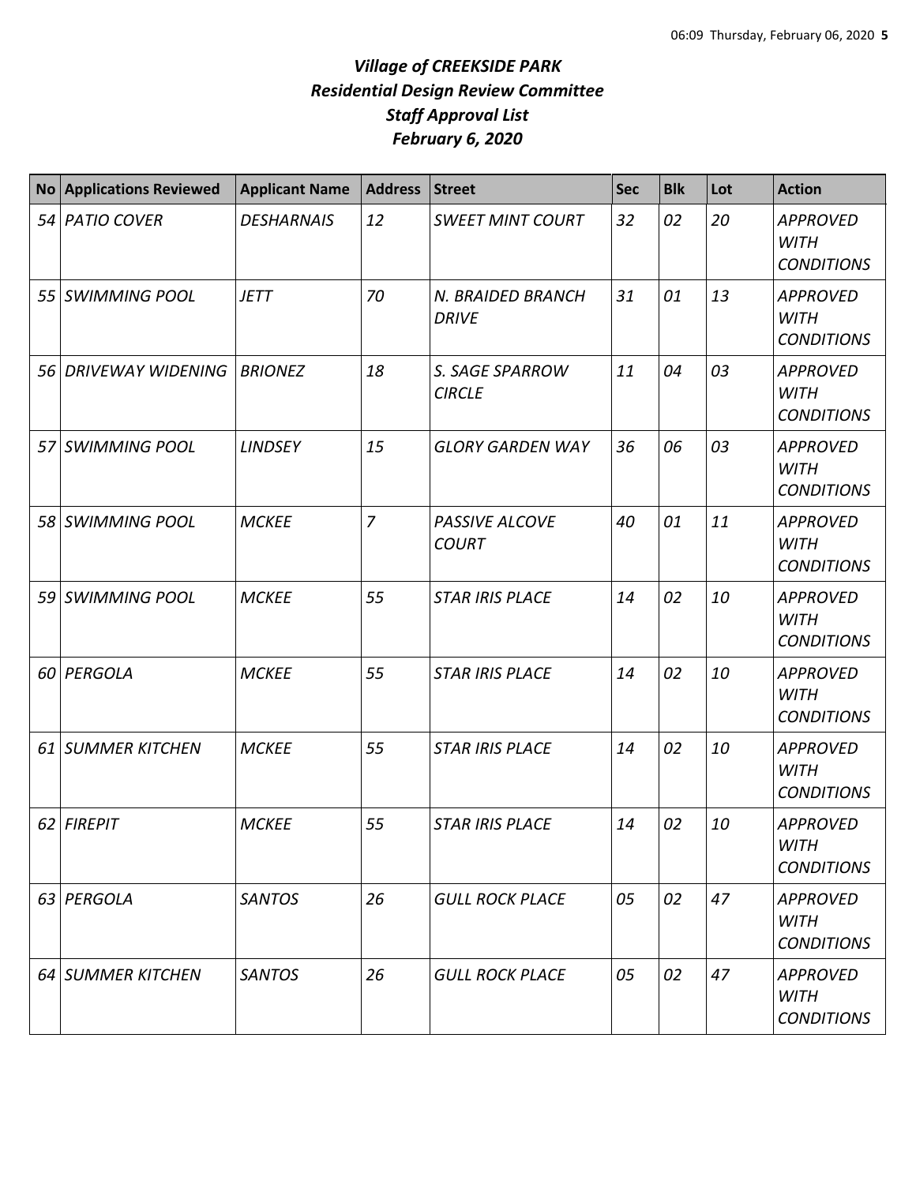# *Village of CREEKSIDE PARK*
## *Residential Design Review Committee*
## *Staff Approval List*
## *February 6, 2020*

| No | Applications Reviewed | Applicant Name | Address | Street | Sec | Blk | Lot | Action |
|---|---|---|---|---|---|---|---|---|
| *54* | *PATIO COVER* | *DESHARNAIS* | *12* | *SWEET MINT COURT* | *32* | *02* | *20* | *APPROVED WITH CONDITIONS* |
| *55* | *SWIMMING POOL* | *JETT* | *70* | *N. BRAIDED BRANCH DRIVE* | *31* | *01* | *13* | *APPROVED WITH CONDITIONS* |
| *56* | *DRIVEWAY WIDENING* | *BRIONEZ* | *18* | *S. SAGE SPARROW CIRCLE* | *11* | *04* | *03* | *APPROVED WITH CONDITIONS* |
| *57* | *SWIMMING POOL* | *LINDSEY* | *15* | *GLORY GARDEN WAY* | *36* | *06* | *03* | *APPROVED WITH CONDITIONS* |
| *58* | *SWIMMING POOL* | *MCKEE* | *7* | *PASSIVE ALCOVE COURT* | *40* | *01* | *11* | *APPROVED WITH CONDITIONS* |
| *59* | *SWIMMING POOL* | *MCKEE* | *55* | *STAR IRIS PLACE* | *14* | *02* | *10* | *APPROVED WITH CONDITIONS* |
| *60* | *PERGOLA* | *MCKEE* | *55* | *STAR IRIS PLACE* | *14* | *02* | *10* | *APPROVED WITH CONDITIONS* |
| *61* | *SUMMER KITCHEN* | *MCKEE* | *55* | *STAR IRIS PLACE* | *14* | *02* | *10* | *APPROVED WITH CONDITIONS* |
| *62* | *FIREPIT* | *MCKEE* | *55* | *STAR IRIS PLACE* | *14* | *02* | *10* | *APPROVED WITH CONDITIONS* |
| *63* | *PERGOLA* | *SANTOS* | *26* | *GULL ROCK PLACE* | *05* | *02* | *47* | *APPROVED WITH CONDITIONS* |
| *64* | *SUMMER KITCHEN* | *SANTOS* | *26* | *GULL ROCK PLACE* | *05* | *02* | *47* | *APPROVED WITH CONDITIONS* |